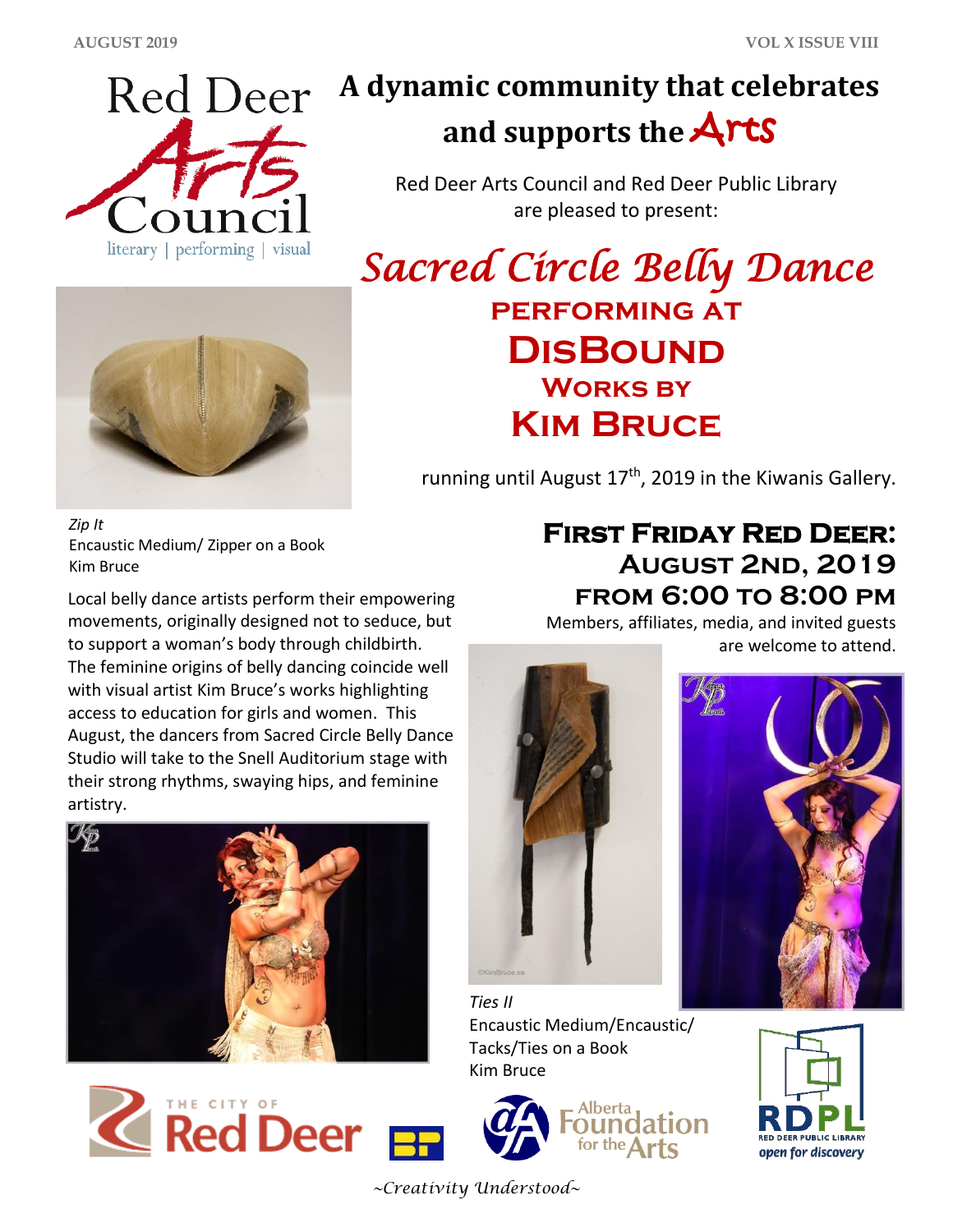Red Deer Arts Council
literary | performing | visual

# A dynamic community that celebrates and supports the Arts

Red Deer Arts Council and Red Deer Public Library are pleased to present:

## *Sacred Circle Belly Dance*

### PERFORMING AT

## DISBOUND

### WORKS BY

## KIM BRUCE

running until August 17th, 2019 in the Kiwanis Gallery.

*Zip It*
Encaustic Medium/ Zipper on a Book
Kim Bruce

Local belly dance artists perform their empowering movements, originally designed not to seduce, but to support a woman's body through childbirth. The feminine origins of belly dancing coincide well with visual artist Kim Bruce's works highlighting access to education for girls and women. This August, the dancers from Sacred Circle Belly Dance Studio will take to the Snell Auditorium stage with their strong rhythms, swaying hips, and feminine artistry.

### FIRST FRIDAY RED DEER:
### AUGUST 2ND, 2019
### FROM 6:00 TO 8:00 PM

Members, affiliates, media, and invited guests are welcome to attend.

*Ties II*
Encaustic Medium/Encaustic/ Tacks/Ties on a Book
Kim Bruce

The City of Red Deer | Alberta Foundation for the Arts | RDPL Red Deer Public Library open for discovery

*~Creativity Understood~*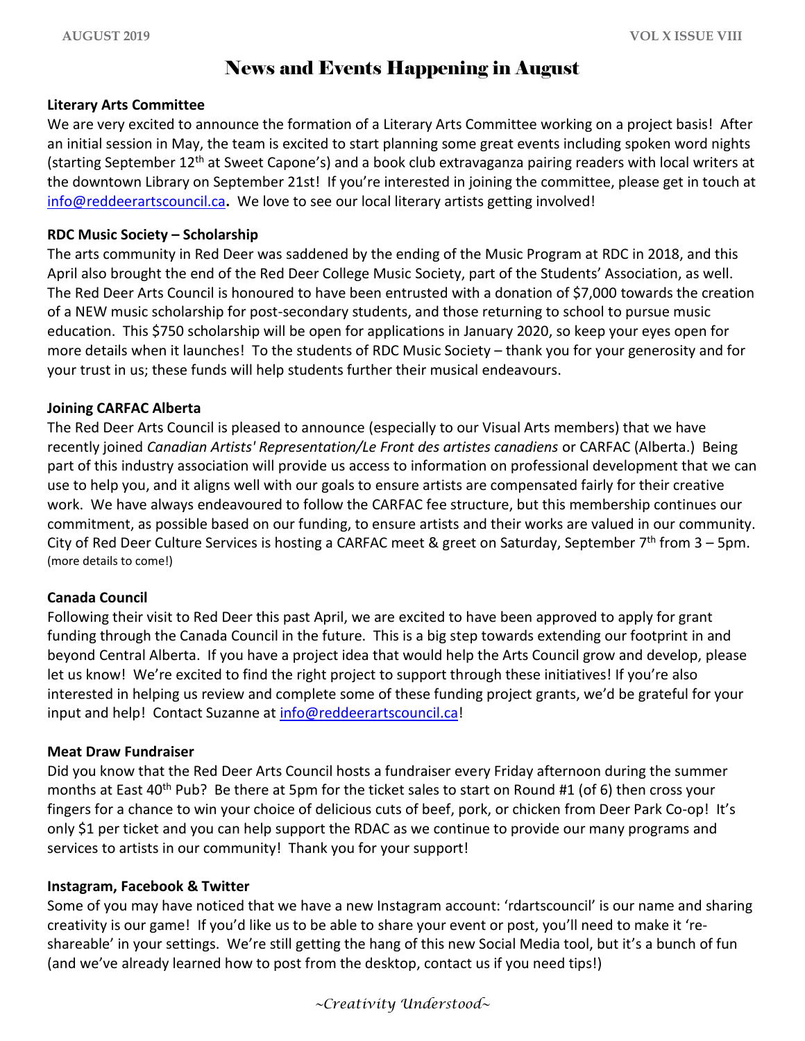# News and Events Happening in August

**Literary Arts Committee**

We are very excited to announce the formation of a Literary Arts Committee working on a project basis! After an initial session in May, the team is excited to start planning some great events including spoken word nights (starting September 12th at Sweet Capone's) and a book club extravaganza pairing readers with local writers at the downtown Library on September 21st! If you're interested in joining the committee, please get in touch at info@reddeerartscouncil.ca**.** We love to see our local literary artists getting involved!

**RDC Music Society – Scholarship**

The arts community in Red Deer was saddened by the ending of the Music Program at RDC in 2018, and this April also brought the end of the Red Deer College Music Society, part of the Students' Association, as well. The Red Deer Arts Council is honoured to have been entrusted with a donation of $7,000 towards the creation of a NEW music scholarship for post-secondary students, and those returning to school to pursue music education. This $750 scholarship will be open for applications in January 2020, so keep your eyes open for more details when it launches! To the students of RDC Music Society – thank you for your generosity and for your trust in us; these funds will help students further their musical endeavours.

**Joining CARFAC Alberta**

The Red Deer Arts Council is pleased to announce (especially to our Visual Arts members) that we have recently joined *Canadian Artists' Representation/Le Front des artistes canadiens* or CARFAC (Alberta.) Being part of this industry association will provide us access to information on professional development that we can use to help you, and it aligns well with our goals to ensure artists are compensated fairly for their creative work. We have always endeavoured to follow the CARFAC fee structure, but this membership continues our commitment, as possible based on our funding, to ensure artists and their works are valued in our community. City of Red Deer Culture Services is hosting a CARFAC meet & greet on Saturday, September 7th from 3 – 5pm. (more details to come!)

**Canada Council**

Following their visit to Red Deer this past April, we are excited to have been approved to apply for grant funding through the Canada Council in the future. This is a big step towards extending our footprint in and beyond Central Alberta. If you have a project idea that would help the Arts Council grow and develop, please let us know! We're excited to find the right project to support through these initiatives! If you're also interested in helping us review and complete some of these funding project grants, we'd be grateful for your input and help! Contact Suzanne at info@reddeerartscouncil.ca!

**Meat Draw Fundraiser**

Did you know that the Red Deer Arts Council hosts a fundraiser every Friday afternoon during the summer months at East 40th Pub? Be there at 5pm for the ticket sales to start on Round #1 (of 6) then cross your fingers for a chance to win your choice of delicious cuts of beef, pork, or chicken from Deer Park Co-op! It's only $1 per ticket and you can help support the RDAC as we continue to provide our many programs and services to artists in our community! Thank you for your support!

**Instagram, Facebook & Twitter**

Some of you may have noticed that we have a new Instagram account: 'rdartscouncil' is our name and sharing creativity is our game! If you'd like us to be able to share your event or post, you'll need to make it 're-shareable' in your settings. We're still getting the hang of this new Social Media tool, but it's a bunch of fun (and we've already learned how to post from the desktop, contact us if you need tips!)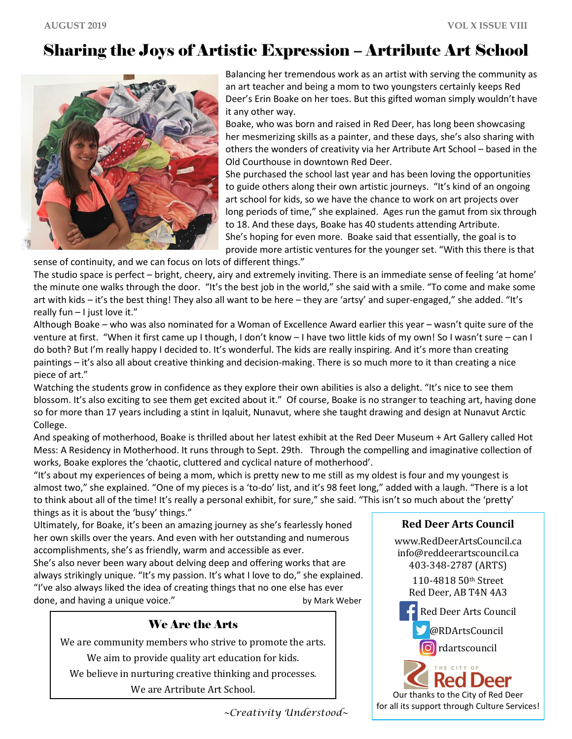# Sharing the Joys of Artistic Expression – Artribute Art School

Balancing her tremendous work as an artist with serving the community as an art teacher and being a mom to two youngsters certainly keeps Red Deer's Erin Boake on her toes. But this gifted woman simply wouldn't have it any other way.

Boake, who was born and raised in Red Deer, has long been showcasing her mesmerizing skills as a painter, and these days, she's also sharing with others the wonders of creativity via her Artribute Art School – based in the Old Courthouse in downtown Red Deer.

She purchased the school last year and has been loving the opportunities to guide others along their own artistic journeys. "It's kind of an ongoing art school for kids, so we have the chance to work on art projects over long periods of time," she explained. Ages run the gamut from six through to 18. And these days, Boake has 40 students attending Artribute. She's hoping for even more. Boake said that essentially, the goal is to provide more artistic ventures for the younger set. "With this there is that sense of continuity, and we can focus on lots of different things."

The studio space is perfect – bright, cheery, airy and extremely inviting. There is an immediate sense of feeling 'at home' the minute one walks through the door. "It's the best job in the world," she said with a smile. "To come and make some art with kids – it's the best thing! They also all want to be here – they are 'artsy' and super-engaged," she added. "It's really fun – I just love it."

Although Boake – who was also nominated for a Woman of Excellence Award earlier this year – wasn't quite sure of the venture at first. "When it first came up I though, I don't know – I have two little kids of my own! So I wasn't sure – can I do both? But I'm really happy I decided to. It's wonderful. The kids are really inspiring. And it's more than creating paintings – it's also all about creative thinking and decision-making. There is so much more to it than creating a nice piece of art."

Watching the students grow in confidence as they explore their own abilities is also a delight. "It's nice to see them blossom. It's also exciting to see them get excited about it." Of course, Boake is no stranger to teaching art, having done so for more than 17 years including a stint in Iqaluit, Nunavut, where she taught drawing and design at Nunavut Arctic College.

And speaking of motherhood, Boake is thrilled about her latest exhibit at the Red Deer Museum + Art Gallery called Hot Mess: A Residency in Motherhood. It runs through to Sept. 29th. Through the compelling and imaginative collection of works, Boake explores the 'chaotic, cluttered and cyclical nature of motherhood'.

"It's about my experiences of being a mom, which is pretty new to me still as my oldest is four and my youngest is almost two," she explained. "One of my pieces is a 'to-do' list, and it's 98 feet long," added with a laugh. "There is a lot to think about all of the time! It's really a personal exhibit, for sure," she said. "This isn't so much about the 'pretty' things as it is about the 'busy' things."

Ultimately, for Boake, it's been an amazing journey as she's fearlessly honed her own skills over the years. And even with her outstanding and numerous accomplishments, she's as friendly, warm and accessible as ever.

She's also never been wary about delving deep and offering works that are always strikingly unique. "It's my passion. It's what I love to do," she explained. "I've also always liked the idea of creating things that no one else has ever done, and having a unique voice."

by Mark Weber

## We Are the Arts

We are community members who strive to promote the arts.
We aim to provide quality art education for kids.
We believe in nurturing creative thinking and processes.
We are Artribute Art School.

*~Creativity Understood~*

### Red Deer Arts Council

www.RedDeerArtsCouncil.ca
info@reddeerartscouncil.ca
403-348-2787 (ARTS)
110-4818 50th Street
Red Deer, AB T4N 4A3

Red Deer Arts Council
@RDArtsCouncil
rdartscouncil

The City of Red Deer

Our thanks to the City of Red Deer for all its support through Culture Services!